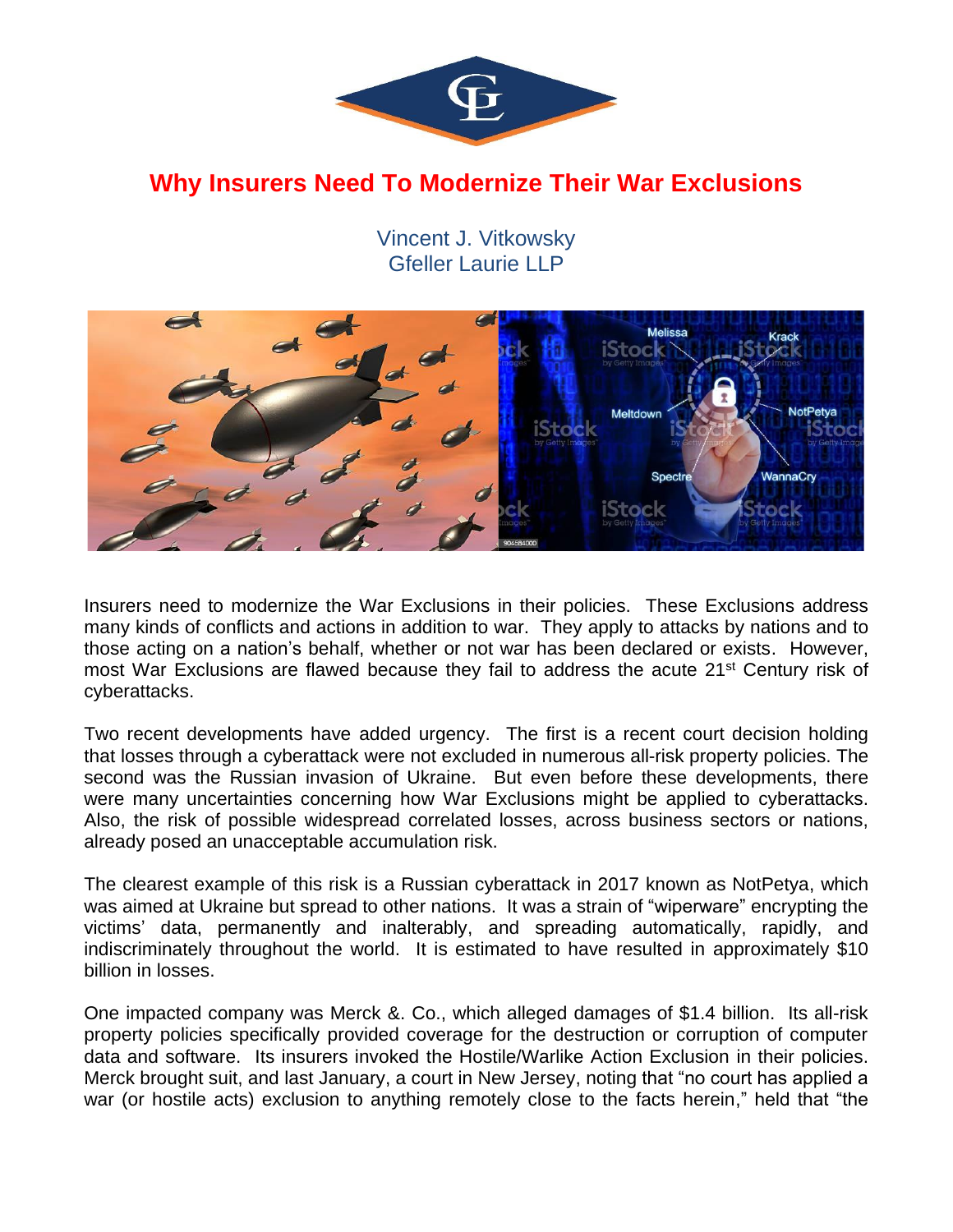# Why Insurers Need To Modernize Their War Exclusions

Vincent J. Vitkowsky
Gfeller Laurie LLP

Insurers need to modernize the War Exclusions in their policies. These Exclusions address many kinds of conflicts and actions in addition to war. They apply to attacks by nations and to those acting on a nation's behalf, whether or not war has been declared or exists. However, most War Exclusions are flawed because they fail to address the acute 21st Century risk of cyberattacks.

Two recent developments have added urgency. The first is a recent court decision holding that losses through a cyberattack were not excluded in numerous all-risk property policies. The second was the Russian invasion of Ukraine. But even before these developments, there were many uncertainties concerning how War Exclusions might be applied to cyberattacks. Also, the risk of possible widespread correlated losses, across business sectors or nations, already posed an unacceptable accumulation risk.

The clearest example of this risk is a Russian cyberattack in 2017 known as NotPetya, which was aimed at Ukraine but spread to other nations. It was a strain of "wiperware" encrypting the victims' data, permanently and inalterably, and spreading automatically, rapidly, and indiscriminately throughout the world. It is estimated to have resulted in approximately $10 billion in losses.

One impacted company was Merck &. Co., which alleged damages of $1.4 billion. Its all-risk property policies specifically provided coverage for the destruction or corruption of computer data and software. Its insurers invoked the Hostile/Warlike Action Exclusion in their policies. Merck brought suit, and last January, a court in New Jersey, noting that "no court has applied a war (or hostile acts) exclusion to anything remotely close to the facts herein," held that "the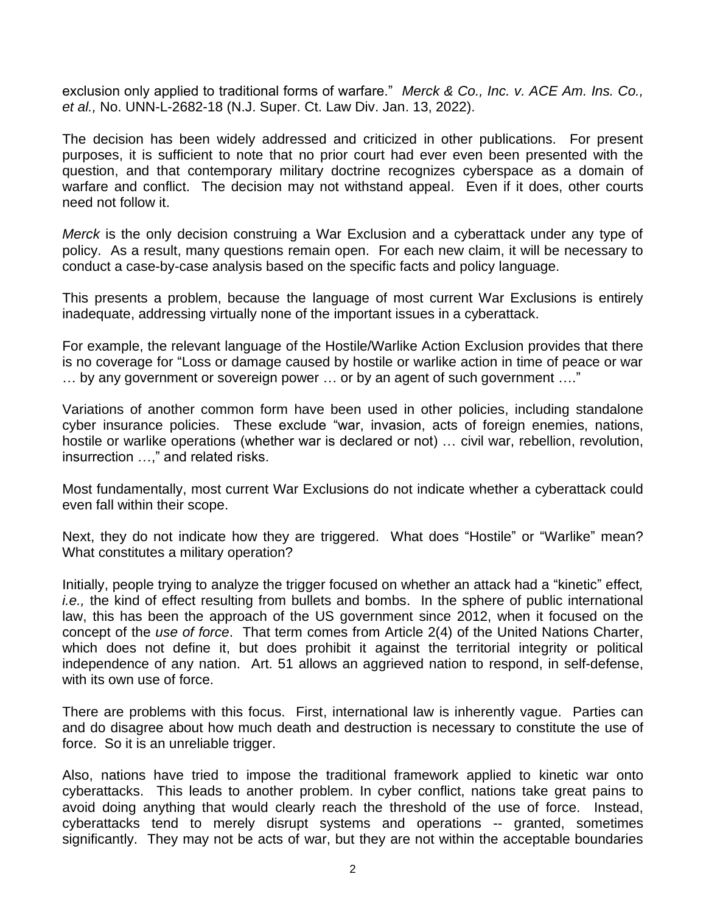exclusion only applied to traditional forms of warfare." *Merck & Co., Inc. v. ACE Am. Ins. Co., et al.,* No. UNN-L-2682-18 (N.J. Super. Ct. Law Div. Jan. 13, 2022).

The decision has been widely addressed and criticized in other publications. For present purposes, it is sufficient to note that no prior court had ever even been presented with the question, and that contemporary military doctrine recognizes cyberspace as a domain of warfare and conflict. The decision may not withstand appeal. Even if it does, other courts need not follow it.

*Merck* is the only decision construing a War Exclusion and a cyberattack under any type of policy. As a result, many questions remain open. For each new claim, it will be necessary to conduct a case-by-case analysis based on the specific facts and policy language.

This presents a problem, because the language of most current War Exclusions is entirely inadequate, addressing virtually none of the important issues in a cyberattack.

For example, the relevant language of the Hostile/Warlike Action Exclusion provides that there is no coverage for "Loss or damage caused by hostile or warlike action in time of peace or war … by any government or sovereign power … or by an agent of such government …."

Variations of another common form have been used in other policies, including standalone cyber insurance policies. These exclude "war, invasion, acts of foreign enemies, nations, hostile or warlike operations (whether war is declared or not) … civil war, rebellion, revolution, insurrection …," and related risks.

Most fundamentally, most current War Exclusions do not indicate whether a cyberattack could even fall within their scope.

Next, they do not indicate how they are triggered. What does "Hostile" or "Warlike" mean? What constitutes a military operation?

Initially, people trying to analyze the trigger focused on whether an attack had a "kinetic" effect*, i.e.,* the kind of effect resulting from bullets and bombs. In the sphere of public international law, this has been the approach of the US government since 2012, when it focused on the concept of the *use of force*. That term comes from Article 2(4) of the United Nations Charter, which does not define it, but does prohibit it against the territorial integrity or political independence of any nation. Art. 51 allows an aggrieved nation to respond, in self-defense, with its own use of force.

There are problems with this focus. First, international law is inherently vague. Parties can and do disagree about how much death and destruction is necessary to constitute the use of force. So it is an unreliable trigger.

Also, nations have tried to impose the traditional framework applied to kinetic war onto cyberattacks. This leads to another problem. In cyber conflict, nations take great pains to avoid doing anything that would clearly reach the threshold of the use of force. Instead, cyberattacks tend to merely disrupt systems and operations -- granted, sometimes significantly. They may not be acts of war, but they are not within the acceptable boundaries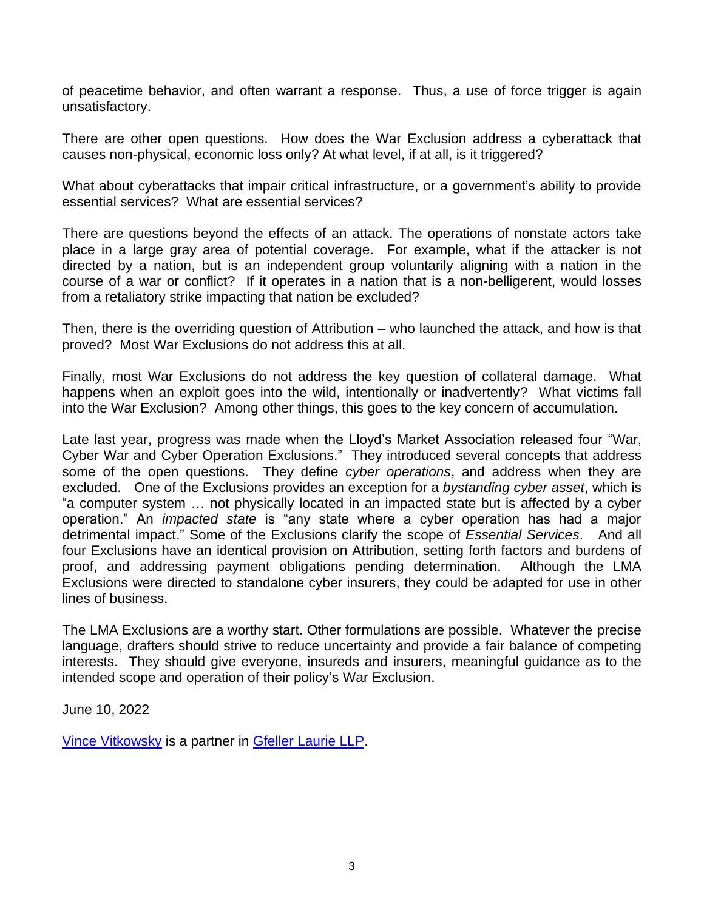of peacetime behavior, and often warrant a response. Thus, a use of force trigger is again unsatisfactory.

There are other open questions. How does the War Exclusion address a cyberattack that causes non-physical, economic loss only? At what level, if at all, is it triggered?

What about cyberattacks that impair critical infrastructure, or a government's ability to provide essential services? What are essential services?

There are questions beyond the effects of an attack. The operations of nonstate actors take place in a large gray area of potential coverage. For example, what if the attacker is not directed by a nation, but is an independent group voluntarily aligning with a nation in the course of a war or conflict? If it operates in a nation that is a non-belligerent, would losses from a retaliatory strike impacting that nation be excluded?

Then, there is the overriding question of Attribution – who launched the attack, and how is that proved? Most War Exclusions do not address this at all.

Finally, most War Exclusions do not address the key question of collateral damage. What happens when an exploit goes into the wild, intentionally or inadvertently? What victims fall into the War Exclusion? Among other things, this goes to the key concern of accumulation.

Late last year, progress was made when the Lloyd's Market Association released four "War, Cyber War and Cyber Operation Exclusions." They introduced several concepts that address some of the open questions. They define *cyber operations*, and address when they are excluded. One of the Exclusions provides an exception for a *bystanding cyber asset*, which is "a computer system … not physically located in an impacted state but is affected by a cyber operation." An *impacted state* is "any state where a cyber operation has had a major detrimental impact." Some of the Exclusions clarify the scope of *Essential Services*. And all four Exclusions have an identical provision on Attribution, setting forth factors and burdens of proof, and addressing payment obligations pending determination. Although the LMA Exclusions were directed to standalone cyber insurers, they could be adapted for use in other lines of business.

The LMA Exclusions are a worthy start. Other formulations are possible. Whatever the precise language, drafters should strive to reduce uncertainty and provide a fair balance of competing interests. They should give everyone, insureds and insurers, meaningful guidance as to the intended scope and operation of their policy's War Exclusion.

June 10, 2022

[Vince Vitkowsky] is a partner in [Gfeller Laurie LLP].